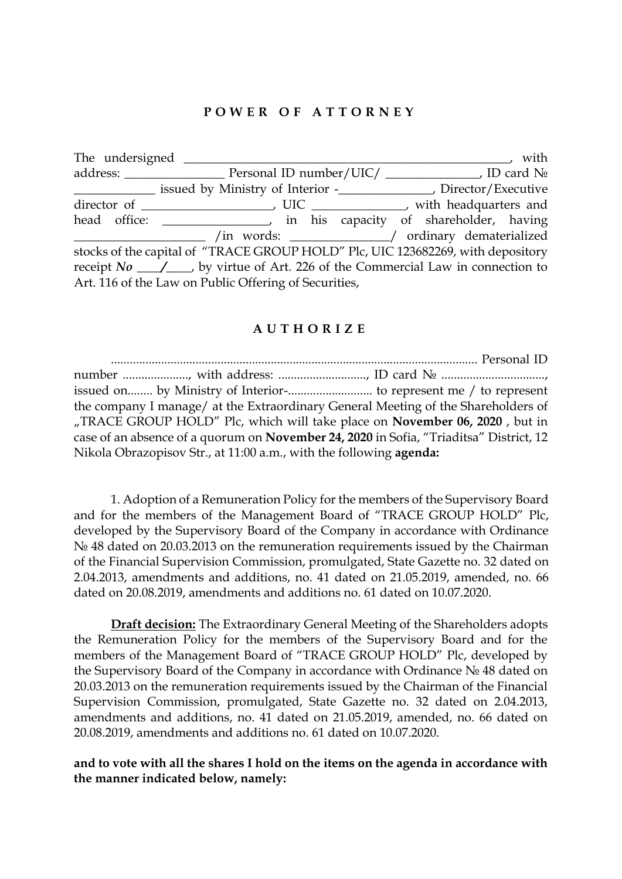# P O W E R   O F   A T T O R N E Y

The undersigned _____________________________________________________, with address: ________________ Personal ID number/UIC/ _______________, ID card № _____________ issued by Ministry of Interior -_______________, Director/Executive director of _____________________, UIC _______________, with headquarters and head office: _________________, in his capacity of shareholder, having _____________________ /in words: ________________/ ordinary dematerialized stocks of the capital of "TRACE GROUP HOLD" Plc, UIC 123682269, with depository receipt ***No*** ____**/**____, by virtue of Art. 226 of the Commercial Law in connection to Art. 116 of the Law on Public Offering of Securities,

## A U T H O R I Z E

.................................................................................................................... Personal ID number ....................., with address: ............................., ID card № ................................., issued on........ by Ministry of Interior-........................... to represent me / to represent the company I manage/ at the Extraordinary General Meeting of the Shareholders of „TRACE GROUP HOLD" Plc, which will take place on **November 06, 2020** , but in case of an absence of a quorum on **November 24, 2020** in Sofia, "Triaditsa" District, 12 Nikola Obrazopisov Str., at 11:00 a.m., with the following **agenda:**

1. Adoption of a Remuneration Policy for the members of the Supervisory Board and for the members of the Management Board of "TRACE GROUP HOLD" Plc, developed by the Supervisory Board of the Company in accordance with Ordinance № 48 dated on 20.03.2013 on the remuneration requirements issued by the Chairman of the Financial Supervision Commission, promulgated, State Gazette no. 32 dated on 2.04.2013, amendments and additions, no. 41 dated on 21.05.2019, amended, no. 66 dated on 20.08.2019, amendments and additions no. 61 dated on 10.07.2020.

<u>**Draft decision:**</u> The Extraordinary General Meeting of the Shareholders adopts the Remuneration Policy for the members of the Supervisory Board and for the members of the Management Board of "TRACE GROUP HOLD" Plc, developed by the Supervisory Board of the Company in accordance with Ordinance № 48 dated on 20.03.2013 on the remuneration requirements issued by the Chairman of the Financial Supervision Commission, promulgated, State Gazette no. 32 dated on 2.04.2013, amendments and additions, no. 41 dated on 21.05.2019, amended, no. 66 dated on 20.08.2019, amendments and additions no. 61 dated on 10.07.2020.

**and to vote with all the shares I hold on the items on the agenda in accordance with the manner indicated below, namely:**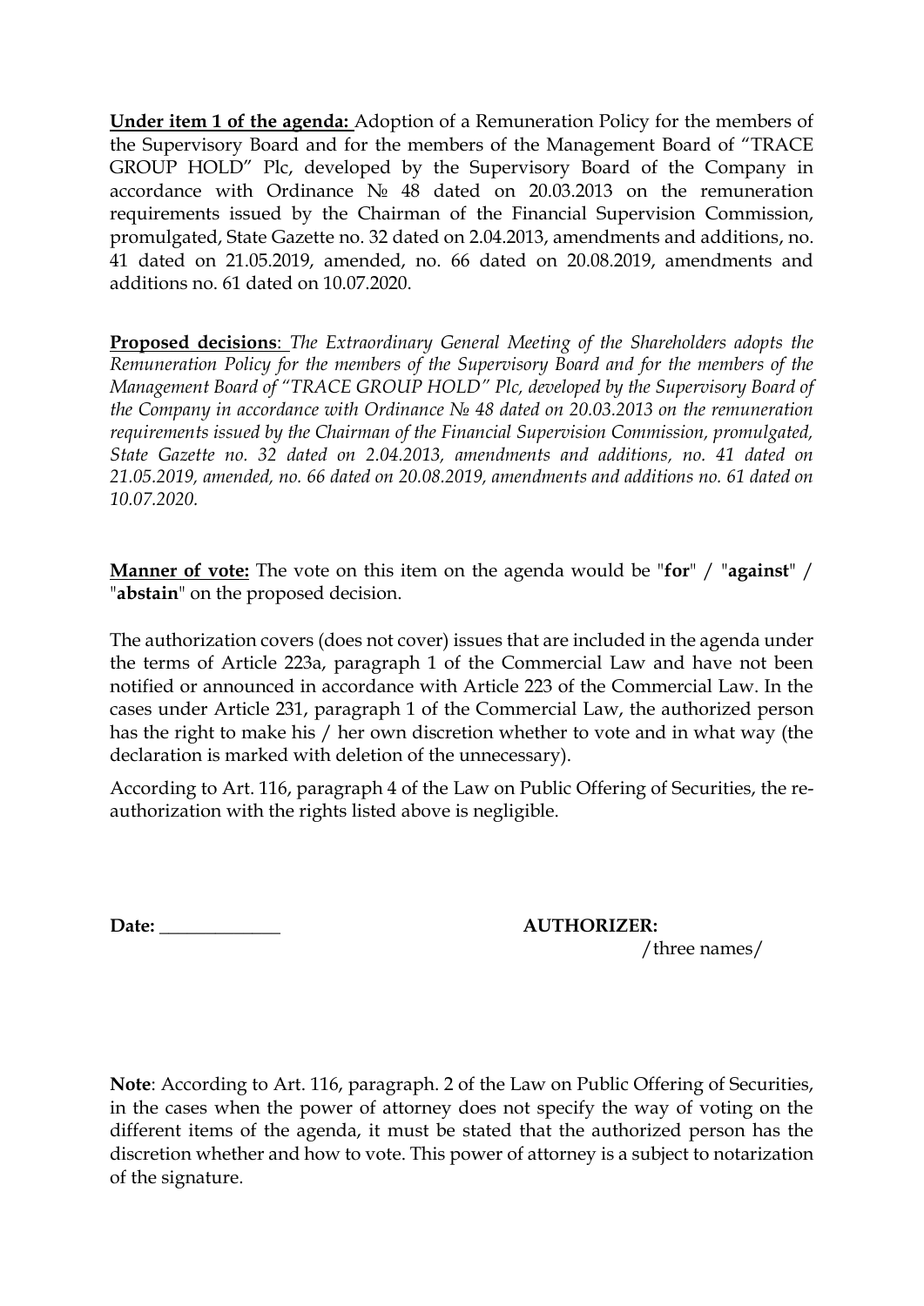**<u>Under item 1 of the agenda:</u>** Adoption of a Remuneration Policy for the members of the Supervisory Board and for the members of the Management Board of "TRACE GROUP HOLD" Plc, developed by the Supervisory Board of the Company in accordance with Ordinance № 48 dated on 20.03.2013 on the remuneration requirements issued by the Chairman of the Financial Supervision Commission, promulgated, State Gazette no. 32 dated on 2.04.2013, amendments and additions, no. 41 dated on 21.05.2019, amended, no. 66 dated on 20.08.2019, amendments and additions no. 61 dated on 10.07.2020.

**<u>Proposed decisions</u>**: *The Extraordinary General Meeting of the Shareholders adopts the Remuneration Policy for the members of the Supervisory Board and for the members of the Management Board of "TRACE GROUP HOLD" Plc, developed by the Supervisory Board of the Company in accordance with Ordinance № 48 dated on 20.03.2013 on the remuneration requirements issued by the Chairman of the Financial Supervision Commission, promulgated, State Gazette no. 32 dated on 2.04.2013, amendments and additions, no. 41 dated on 21.05.2019, amended, no. 66 dated on 20.08.2019, amendments and additions no. 61 dated on 10.07.2020.*

**<u>Manner of vote:</u>** The vote on this item on the agenda would be "**for**" / "**against**" / "**abstain**" on the proposed decision.

The authorization covers (does not cover) issues that are included in the agenda under the terms of Article 223a, paragraph 1 of the Commercial Law and have not been notified or announced in accordance with Article 223 of the Commercial Law. In the cases under Article 231, paragraph 1 of the Commercial Law, the authorized person has the right to make his / her own discretion whether to vote and in what way (the declaration is marked with deletion of the unnecessary).

According to Art. 116, paragraph 4 of the Law on Public Offering of Securities, the re-authorization with the rights listed above is negligible.

**Date:** _____________ **AUTHORIZER:**

/three names/

**Note**: According to Art. 116, paragraph. 2 of the Law on Public Offering of Securities, in the cases when the power of attorney does not specify the way of voting on the different items of the agenda, it must be stated that the authorized person has the discretion whether and how to vote. This power of attorney is a subject to notarization of the signature.